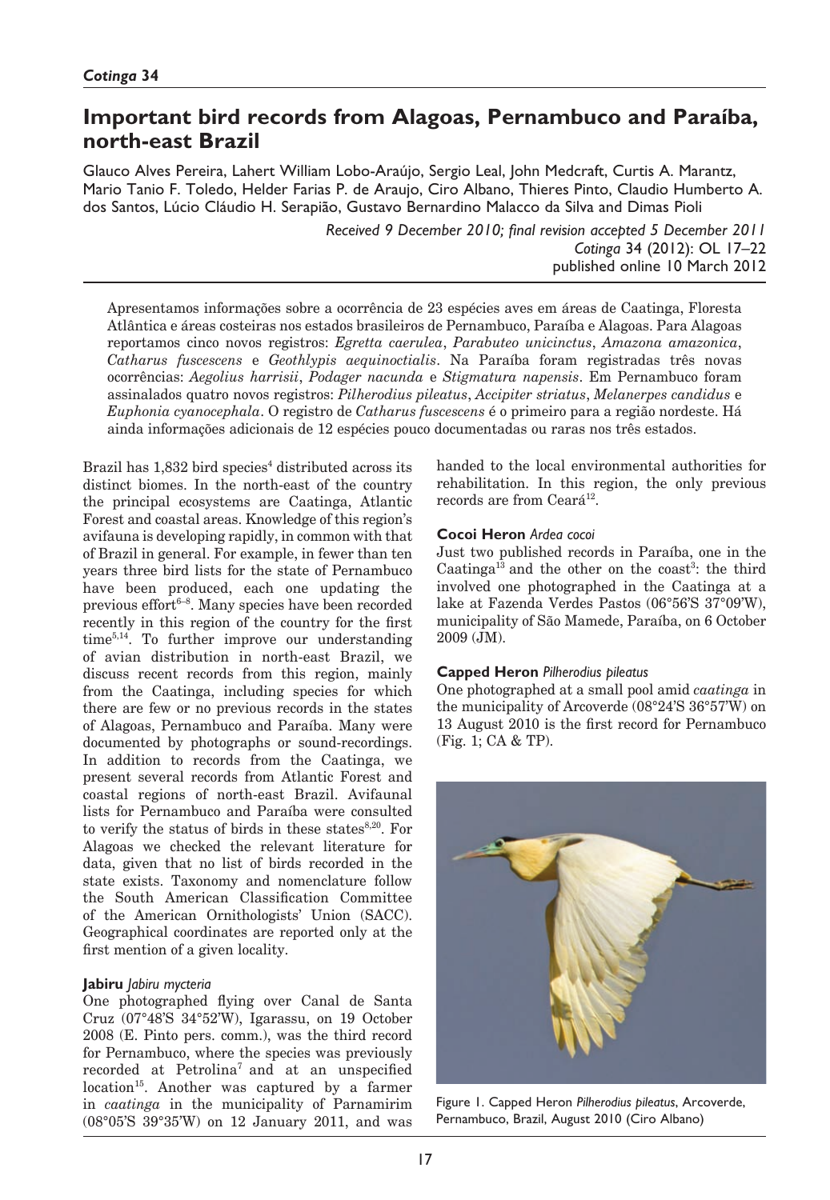# Important bird records from Alagoas, Pernambuco and Paraíba, north-east Brazil

Glauco Alves Pereira, Lahert William Lobo-Araújo, Sergio Leal, John Medcraft, Curtis A. Marantz, Mario Tanio F. Toledo, Helder Farias P. de Araujo, Ciro Albano, Thieres Pinto, Claudio Humberto A. dos Santos, Lúcio Cláudio H. Serapião, Gustavo Bernardino Malacco da Silva and Dimas Pioli

*Received 9 December 2010; final revision accepted 5 December 2011*
*Cotinga* 34 (2012): OL 17–22
published online 10 March 2012

Apresentamos informações sobre a ocorrência de 23 espécies aves em áreas de Caatinga, Floresta Atlântica e áreas costeiras nos estados brasileiros de Pernambuco, Paraíba e Alagoas. Para Alagoas reportamos cinco novos registros: *Egretta caerulea*, *Parabuteo unicinctus*, *Amazona amazonica*, *Catharus fuscescens* e *Geothlypis aequinoctialis*. Na Paraíba foram registradas três novas ocorrências: *Aegolius harrisii*, *Podager nacunda* e *Stigmatura napensis*. Em Pernambuco foram assinalados quatro novos registros: *Pilherodius pileatus*, *Accipiter striatus*, *Melanerpes candidus* e *Euphonia cyanocephala*. O registro de *Catharus fuscescens* é o primeiro para a região nordeste. Há ainda informações adicionais de 12 espécies pouco documentadas ou raras nos três estados.

Brazil has 1,832 bird species[4] distributed across its distinct biomes. In the north-east of the country the principal ecosystems are Caatinga, Atlantic Forest and coastal areas. Knowledge of this region's avifauna is developing rapidly, in common with that of Brazil in general. For example, in fewer than ten years three bird lists for the state of Pernambuco have been produced, each one updating the previous effort[6–8]. Many species have been recorded recently in this region of the country for the first time[5,14]. To further improve our understanding of avian distribution in north-east Brazil, we discuss recent records from this region, mainly from the Caatinga, including species for which there are few or no previous records in the states of Alagoas, Pernambuco and Paraíba. Many were documented by photographs or sound-recordings. In addition to records from the Caatinga, we present several records from Atlantic Forest and coastal regions of north-east Brazil. Avifaunal lists for Pernambuco and Paraíba were consulted to verify the status of birds in these states[8,20]. For Alagoas we checked the relevant literature for data, given that no list of birds recorded in the state exists. Taxonomy and nomenclature follow the South American Classification Committee of the American Ornithologists' Union (SACC). Geographical coordinates are reported only at the first mention of a given locality.

### Jabiru *Jabiru mycteria*

One photographed flying over Canal de Santa Cruz (07°48'S 34°52'W), Igarassu, on 19 October 2008 (E. Pinto pers. comm.), was the third record for Pernambuco, where the species was previously recorded at Petrolina[7] and at an unspecified location[15]. Another was captured by a farmer in *caatinga* in the municipality of Parnamirim (08°05'S 39°35'W) on 12 January 2011, and was handed to the local environmental authorities for rehabilitation. In this region, the only previous records are from Ceará[12].

### Cocoi Heron *Ardea cocoi*

Just two published records in Paraíba, one in the Caatinga[13] and the other on the coast[3]: the third involved one photographed in the Caatinga at a lake at Fazenda Verdes Pastos (06°56'S 37°09'W), municipality of São Mamede, Paraíba, on 6 October 2009 (JM).

### Capped Heron *Pilherodius pileatus*

One photographed at a small pool amid *caatinga* in the municipality of Arcoverde (08°24'S 36°57'W) on 13 August 2010 is the first record for Pernambuco (Fig. 1; CA & TP).

Figure 1. Capped Heron *Pilherodius pileatus*, Arcoverde, Pernambuco, Brazil, August 2010 (Ciro Albano)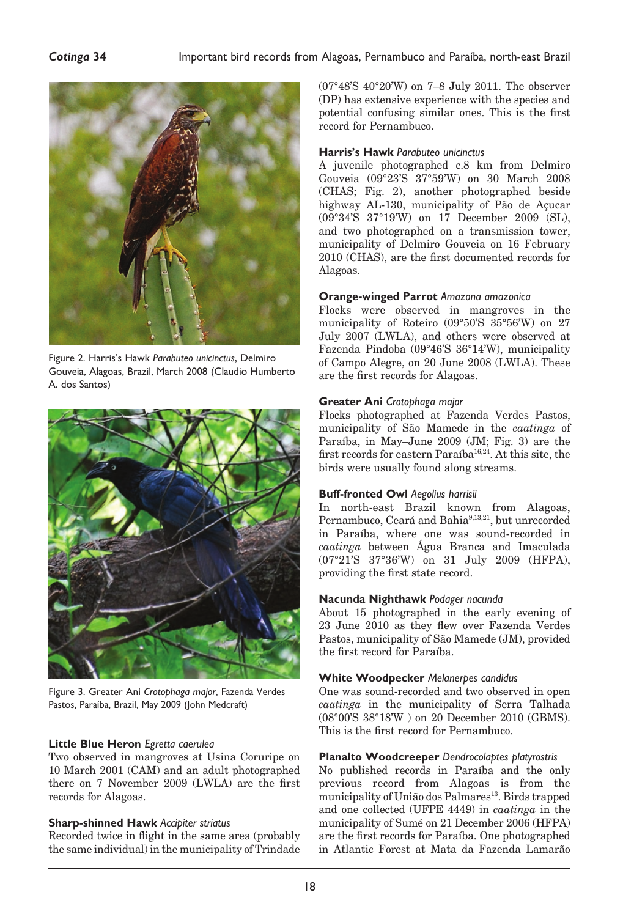Figure 2. Harris's Hawk *Parabuteo unicinctus*, Delmiro Gouveia, Alagoas, Brazil, March 2008 (Claudio Humberto A. dos Santos)

Figure 3. Greater Ani *Crotophaga major*, Fazenda Verdes Pastos, Paraíba, Brazil, May 2009 (John Medcraft)

**Little Blue Heron** *Egretta caerulea*
Two observed in mangroves at Usina Coruripe on 10 March 2001 (CAM) and an adult photographed there on 7 November 2009 (LWLA) are the first records for Alagoas.

**Sharp-shinned Hawk** *Accipiter striatus*
Recorded twice in flight in the same area (probably the same individual) in the municipality of Trindade (07°48'S 40°20'W) on 7–8 July 2011. The observer (DP) has extensive experience with the species and potential confusing similar ones. This is the first record for Pernambuco.

**Harris's Hawk** *Parabuteo unicinctus*
A juvenile photographed c.8 km from Delmiro Gouveia (09°23'S 37°59'W) on 30 March 2008 (CHAS; Fig. 2), another photographed beside highway AL-130, municipality of Pão de Açucar (09°34'S 37°19'W) on 17 December 2009 (SL), and two photographed on a transmission tower, municipality of Delmiro Gouveia on 16 February 2010 (CHAS), are the first documented records for Alagoas.

**Orange-winged Parrot** *Amazona amazonica*
Flocks were observed in mangroves in the municipality of Roteiro (09°50'S 35°56'W) on 27 July 2007 (LWLA), and others were observed at Fazenda Pindoba (09°46'S 36°14'W), municipality of Campo Alegre, on 20 June 2008 (LWLA). These are the first records for Alagoas.

**Greater Ani** *Crotophaga major*
Flocks photographed at Fazenda Verdes Pastos, municipality of São Mamede in the *caatinga* of Paraíba, in May–June 2009 (JM; Fig. 3) are the first records for eastern Paraíba[16,24]. At this site, the birds were usually found along streams.

**Buff-fronted Owl** *Aegolius harrisii*
In north-east Brazil known from Alagoas, Pernambuco, Ceará and Bahia[9,13,21], but unrecorded in Paraíba, where one was sound-recorded in *caatinga* between Água Branca and Imaculada (07°21'S 37°36'W) on 31 July 2009 (HFPA), providing the first state record.

**Nacunda Nighthawk** *Podager nacunda*
About 15 photographed in the early evening of 23 June 2010 as they flew over Fazenda Verdes Pastos, municipality of São Mamede (JM), provided the first record for Paraíba.

**White Woodpecker** *Melanerpes candidus*
One was sound-recorded and two observed in open *caatinga* in the municipality of Serra Talhada (08°00'S 38°18'W ) on 20 December 2010 (GBMS). This is the first record for Pernambuco.

**Planalto Woodcreeper** *Dendrocolaptes platyrostris*
No published records in Paraíba and the only previous record from Alagoas is from the municipality of União dos Palmares[13]. Birds trapped and one collected (UFPE 4449) in *caatinga* in the municipality of Sumé on 21 December 2006 (HFPA) are the first records for Paraíba. One photographed in Atlantic Forest at Mata da Fazenda Lamarão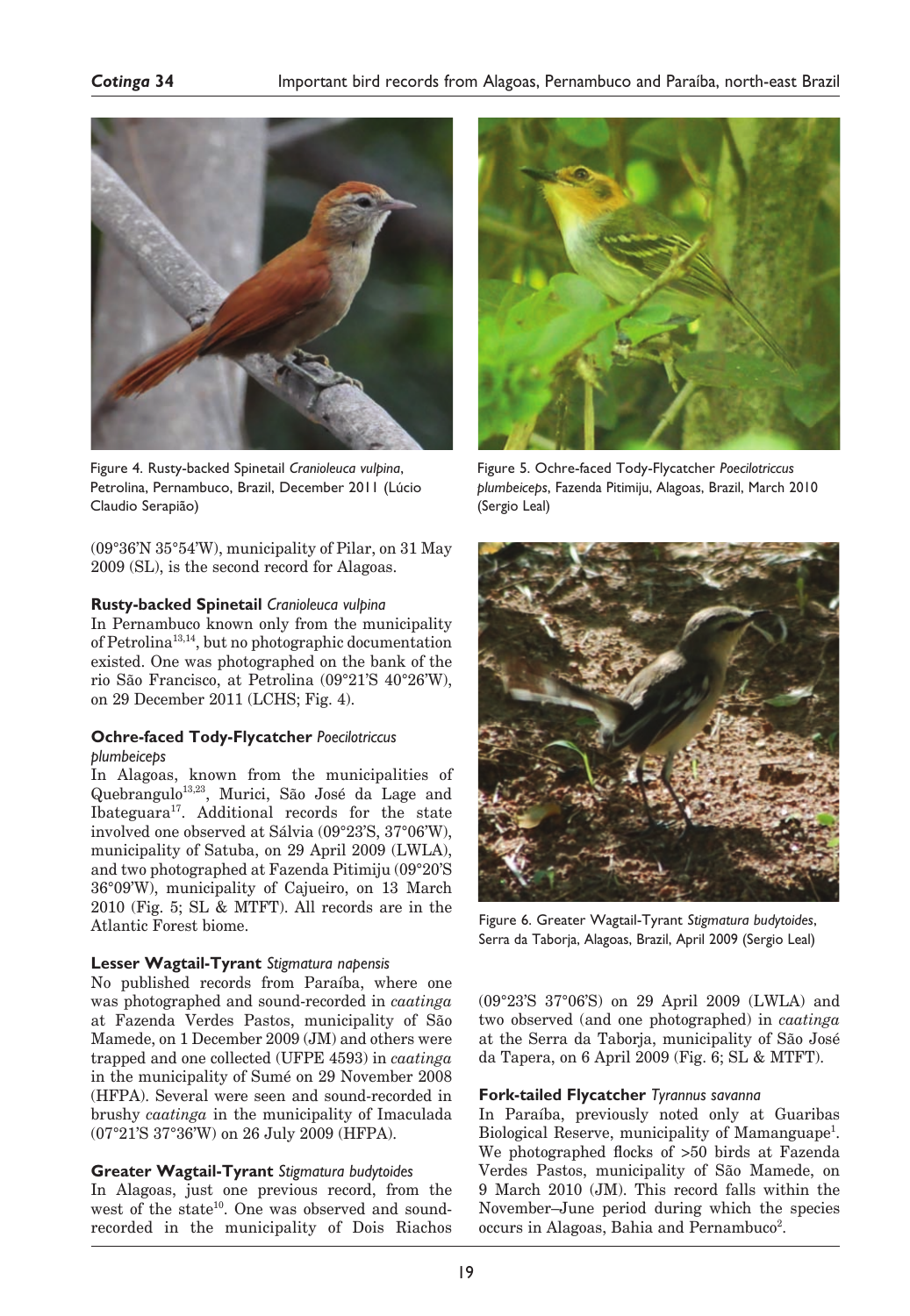Figure 4. Rusty-backed Spinetail *Cranioleuca vulpina*, Petrolina, Pernambuco, Brazil, December 2011 (Lúcio Claudio Serapião)

Figure 5. Ochre-faced Tody-Flycatcher *Poecilotriccus plumbeiceps*, Fazenda Pitimiju, Alagoas, Brazil, March 2010 (Sergio Leal)

Figure 6. Greater Wagtail-Tyrant *Stigmatura budytoides*, Serra da Taborja, Alagoas, Brazil, April 2009 (Sergio Leal)

(09°36'N 35°54'W), municipality of Pilar, on 31 May 2009 (SL), is the second record for Alagoas.

**Rusty-backed Spinetail** *Cranioleuca vulpina*

In Pernambuco known only from the municipality of Petrolina[13,14], but no photographic documentation existed. One was photographed on the bank of the rio São Francisco, at Petrolina (09°21'S 40°26'W), on 29 December 2011 (LCHS; Fig. 4).

**Ochre-faced Tody-Flycatcher** *Poecilotriccus plumbeiceps*

In Alagoas, known from the municipalities of Quebrangulo[13,23], Murici, São José da Lage and Ibateguara[17]. Additional records for the state involved one observed at Sálvia (09°23'S, 37°06'W), municipality of Satuba, on 29 April 2009 (LWLA), and two photographed at Fazenda Pitimiju (09°20'S 36°09'W), municipality of Cajueiro, on 13 March 2010 (Fig. 5; SL & MTFT). All records are in the Atlantic Forest biome.

**Lesser Wagtail-Tyrant** *Stigmatura napensis*

No published records from Paraíba, where one was photographed and sound-recorded in *caatinga* at Fazenda Verdes Pastos, municipality of São Mamede, on 1 December 2009 (JM) and others were trapped and one collected (UFPE 4593) in *caatinga* in the municipality of Sumé on 29 November 2008 (HFPA). Several were seen and sound-recorded in brushy *caatinga* in the municipality of Imaculada (07°21'S 37°36'W) on 26 July 2009 (HFPA).

**Greater Wagtail-Tyrant** *Stigmatura budytoides*

In Alagoas, just one previous record, from the west of the state[10]. One was observed and sound-recorded in the municipality of Dois Riachos (09°23'S 37°06'S) on 29 April 2009 (LWLA) and two observed (and one photographed) in *caatinga* at the Serra da Taborja, municipality of São José da Tapera, on 6 April 2009 (Fig. 6; SL & MTFT).

**Fork-tailed Flycatcher** *Tyrannus savanna*

In Paraíba, previously noted only at Guaribas Biological Reserve, municipality of Mamanguape[1]. We photographed flocks of >50 birds at Fazenda Verdes Pastos, municipality of São Mamede, on 9 March 2010 (JM). This record falls within the November–June period during which the species occurs in Alagoas, Bahia and Pernambuco[2].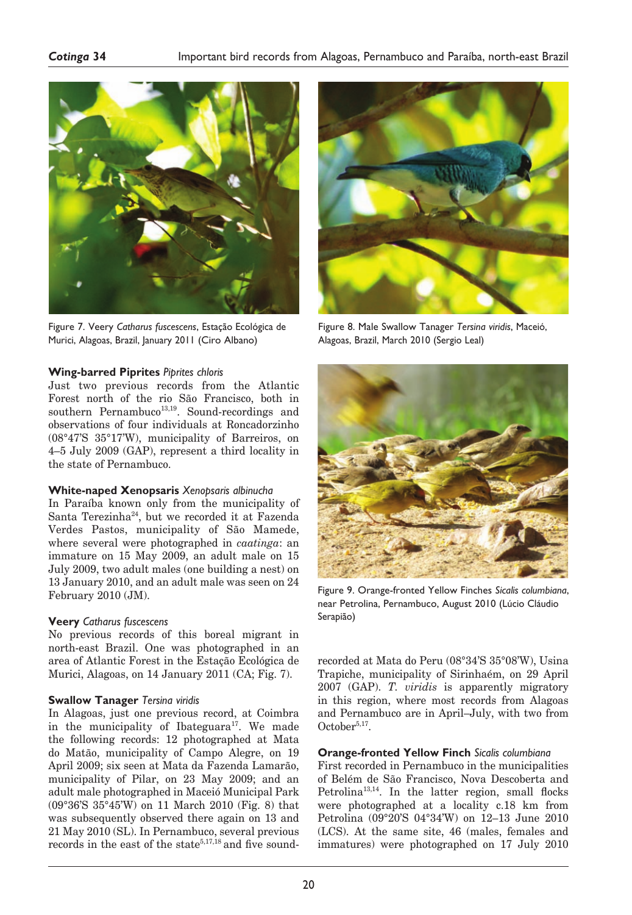Figure 7. Veery *Catharus fuscescens*, Estação Ecológica de Murici, Alagoas, Brazil, January 2011 (Ciro Albano)

Figure 8. Male Swallow Tanager *Tersina viridis*, Maceió, Alagoas, Brazil, March 2010 (Sergio Leal)

### Wing-barred Piprites *Piprites chloris*

Just two previous records from the Atlantic Forest north of the rio São Francisco, both in southern Pernambuco[13,19]. Sound-recordings and observations of four individuals at Roncadorzinho (08°47'S 35°17'W), municipality of Barreiros, on 4–5 July 2009 (GAP), represent a third locality in the state of Pernambuco.

### White-naped Xenopsaris *Xenopsaris albinucha*

In Paraíba known only from the municipality of Santa Terezinha[24], but we recorded it at Fazenda Verdes Pastos, municipality of São Mamede, where several were photographed in *caatinga*: an immature on 15 May 2009, an adult male on 15 July 2009, two adult males (one building a nest) on 13 January 2010, and an adult male was seen on 24 February 2010 (JM).

### Veery *Catharus fuscescens*

No previous records of this boreal migrant in north-east Brazil. One was photographed in an area of Atlantic Forest in the Estação Ecológica de Murici, Alagoas, on 14 January 2011 (CA; Fig. 7).

### Swallow Tanager *Tersina viridis*

In Alagoas, just one previous record, at Coimbra in the municipality of Ibateguara[17]. We made the following records: 12 photographed at Mata do Matão, municipality of Campo Alegre, on 19 April 2009; six seen at Mata da Fazenda Lamarão, municipality of Pilar, on 23 May 2009; and an adult male photographed in Maceió Municipal Park (09°36'S 35°45'W) on 11 March 2010 (Fig. 8) that was subsequently observed there again on 13 and 21 May 2010 (SL). In Pernambuco, several previous records in the east of the state[5,17,18] and five sound-recorded at Mata do Peru (08°34'S 35°08'W), Usina Trapiche, municipality of Sirinhaém, on 29 April 2007 (GAP). *T. viridis* is apparently migratory in this region, where most records from Alagoas and Pernambuco are in April–July, with two from October[5,17].

Figure 9. Orange-fronted Yellow Finches *Sicalis columbiana*, near Petrolina, Pernambuco, August 2010 (Lúcio Cláudio Serapião)

### Orange-fronted Yellow Finch *Sicalis columbiana*

First recorded in Pernambuco in the municipalities of Belém de São Francisco, Nova Descoberta and Petrolina[13,14]. In the latter region, small flocks were photographed at a locality c.18 km from Petrolina (09°20'S 04°34'W) on 12–13 June 2010 (LCS). At the same site, 46 (males, females and immatures) were photographed on 17 July 2010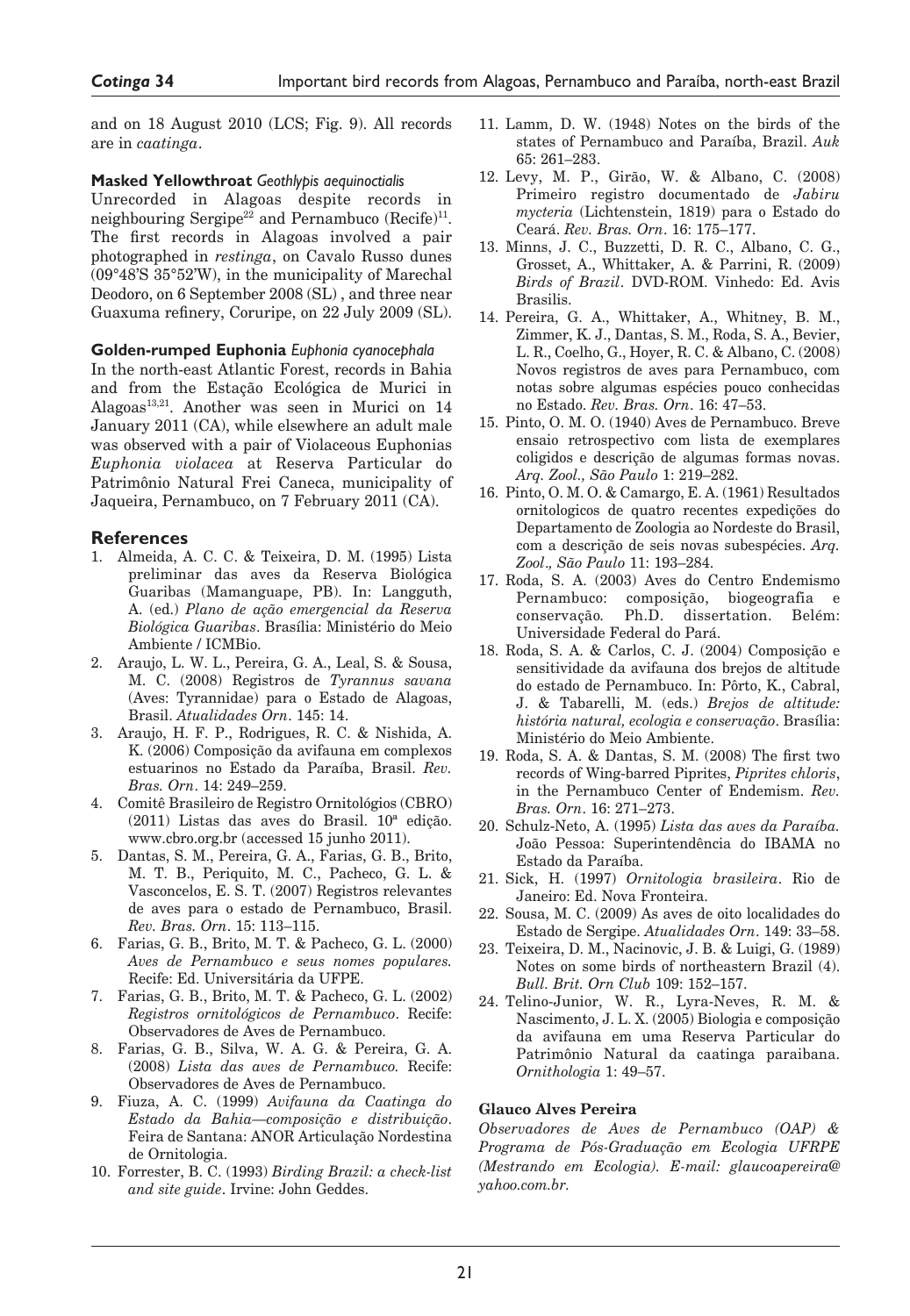and on 18 August 2010 (LCS; Fig. 9). All records are in *caatinga*.

### Masked Yellowthroat *Geothlypis aequinoctialis*

Unrecorded in Alagoas despite records in neighbouring Sergipe[22] and Pernambuco (Recife)[11]. The first records in Alagoas involved a pair photographed in *restinga*, on Cavalo Russo dunes (09°48'S 35°52'W), in the municipality of Marechal Deodoro, on 6 September 2008 (SL) , and three near Guaxuma refinery, Coruripe, on 22 July 2009 (SL).

### Golden-rumped Euphonia *Euphonia cyanocephala*

In the north-east Atlantic Forest, records in Bahia and from the Estação Ecológica de Murici in Alagoas[13,21]. Another was seen in Murici on 14 January 2011 (CA), while elsewhere an adult male was observed with a pair of Violaceous Euphonias *Euphonia violacea* at Reserva Particular do Patrimônio Natural Frei Caneca, municipality of Jaqueira, Pernambuco, on 7 February 2011 (CA).

## References

1. Almeida, A. C. C. & Teixeira, D. M. (1995) Lista preliminar das aves da Reserva Biológica Guaribas (Mamanguape, PB). In: Langguth, A. (ed.) *Plano de ação emergencial da Reserva Biológica Guaribas*. Brasília: Ministério do Meio Ambiente / ICMBio.
2. Araujo, L. W. L., Pereira, G. A., Leal, S. & Sousa, M. C. (2008) Registros de *Tyrannus savana* (Aves: Tyrannidae) para o Estado de Alagoas, Brasil. *Atualidades Orn*. 145: 14.
3. Araujo, H. F. P., Rodrigues, R. C. & Nishida, A. K. (2006) Composição da avifauna em complexos estuarinos no Estado da Paraíba, Brasil. *Rev. Bras. Orn*. 14: 249–259.
4. Comitê Brasileiro de Registro Ornitológios (CBRO) (2011) Listas das aves do Brasil. 10ª edição. www.cbro.org.br (accessed 15 junho 2011).
5. Dantas, S. M., Pereira, G. A., Farias, G. B., Brito, M. T. B., Periquito, M. C., Pacheco, G. L. & Vasconcelos, E. S. T. (2007) Registros relevantes de aves para o estado de Pernambuco, Brasil. *Rev. Bras. Orn*. 15: 113–115.
6. Farias, G. B., Brito, M. T. & Pacheco, G. L. (2000) *Aves de Pernambuco e seus nomes populares.* Recife: Ed. Universitária da UFPE.
7. Farias, G. B., Brito, M. T. & Pacheco, G. L. (2002) *Registros ornitológicos de Pernambuco*. Recife: Observadores de Aves de Pernambuco.
8. Farias, G. B., Silva, W. A. G. & Pereira, G. A. (2008) *Lista das aves de Pernambuco.* Recife: Observadores de Aves de Pernambuco.
9. Fiuza, A. C. (1999) *Avifauna da Caatinga do Estado da Bahia—composição e distribuição*. Feira de Santana: ANOR Articulação Nordestina de Ornitologia.
10. Forrester, B. C. (1993) *Birding Brazil: a check-list and site guide*. Irvine: John Geddes.
11. Lamm, D. W. (1948) Notes on the birds of the states of Pernambuco and Paraíba, Brazil. *Auk* 65: 261–283.
12. Levy, M. P., Girão, W. & Albano, C. (2008) Primeiro registro documentado de *Jabiru mycteria* (Lichtenstein, 1819) para o Estado do Ceará. *Rev. Bras. Orn*. 16: 175–177.
13. Minns, J. C., Buzzetti, D. R. C., Albano, C. G., Grosset, A., Whittaker, A. & Parrini, R. (2009) *Birds of Brazil*. DVD-ROM. Vinhedo: Ed. Avis Brasilis.
14. Pereira, G. A., Whittaker, A., Whitney, B. M., Zimmer, K. J., Dantas, S. M., Roda, S. A., Bevier, L. R., Coelho, G., Hoyer, R. C. & Albano, C. (2008) Novos registros de aves para Pernambuco, com notas sobre algumas espécies pouco conhecidas no Estado. *Rev. Bras. Orn*. 16: 47–53.
15. Pinto, O. M. O. (1940) Aves de Pernambuco. Breve ensaio retrospectivo com lista de exemplares coligidos e descrição de algumas formas novas. *Arq. Zool., São Paulo* 1: 219–282.
16. Pinto, O. M. O. & Camargo, E. A. (1961) Resultados ornitologicos de quatro recentes expedições do Departamento de Zoologia ao Nordeste do Brasil, com a descrição de seis novas subespécies. *Arq. Zool., São Paulo* 11: 193–284.
17. Roda, S. A. (2003) Aves do Centro Endemismo Pernambuco: composição, biogeografia e conservação. Ph.D. dissertation. Belém: Universidade Federal do Pará.
18. Roda, S. A. & Carlos, C. J. (2004) Composição e sensitividade da avifauna dos brejos de altitude do estado de Pernambuco. In: Pôrto, K., Cabral, J. & Tabarelli, M. (eds.) *Brejos de altitude: história natural, ecologia e conservação*. Brasília: Ministério do Meio Ambiente.
19. Roda, S. A. & Dantas, S. M. (2008) The first two records of Wing-barred Piprites, *Piprites chloris*, in the Pernambuco Center of Endemism. *Rev. Bras. Orn*. 16: 271–273.
20. Schulz-Neto, A. (1995) *Lista das aves da Paraíba.* João Pessoa: Superintendência do IBAMA no Estado da Paraíba.
21. Sick, H. (1997) *Ornitologia brasileira*. Rio de Janeiro: Ed. Nova Fronteira.
22. Sousa, M. C. (2009) As aves de oito localidades do Estado de Sergipe. *Atualidades Orn*. 149: 33–58.
23. Teixeira, D. M., Nacinovic, J. B. & Luigi, G. (1989) Notes on some birds of northeastern Brazil (4). *Bull. Brit. Orn Club* 109: 152–157.
24. Telino-Junior, W. R., Lyra-Neves, R. M. & Nascimento, J. L. X. (2005) Biologia e composição da avifauna em uma Reserva Particular do Patrimônio Natural da caatinga paraibana. *Ornithologia* 1: 49–57.

**Glauco Alves Pereira**

*Observadores de Aves de Pernambuco (OAP) & Programa de Pós-Graduação em Ecologia UFRPE (Mestrando em Ecologia). E-mail: glaucoapereira@yahoo.com.br.*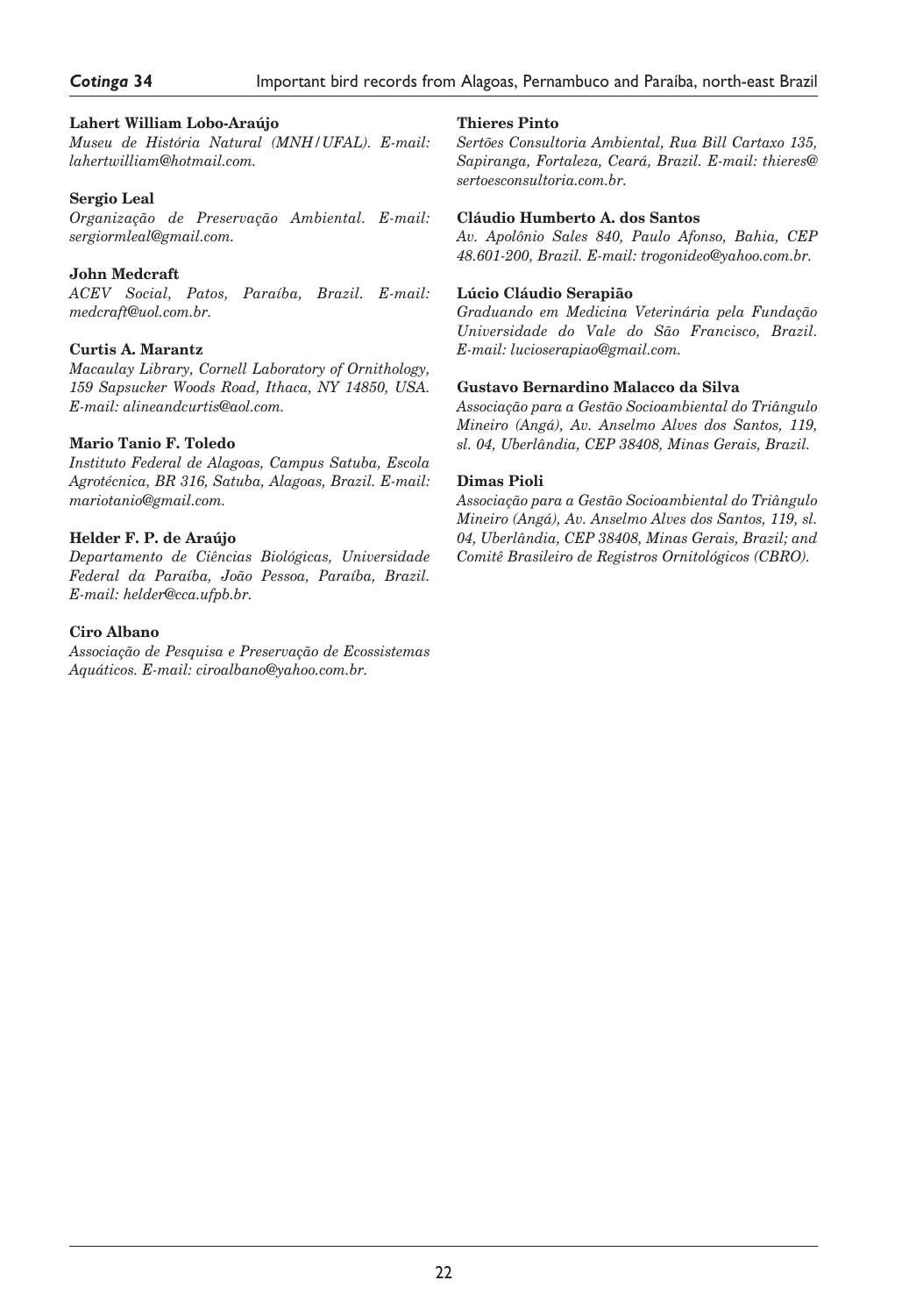**Lahert William Lobo-Araújo**
*Museu de História Natural (MNH/UFAL). E-mail: lahertwilliam@hotmail.com.*

**Sergio Leal**
*Organização de Preservação Ambiental. E-mail: sergiormleal@gmail.com.*

**John Medcraft**
*ACEV Social, Patos, Paraíba, Brazil. E-mail: medcraft@uol.com.br.*

**Curtis A. Marantz**
*Macaulay Library, Cornell Laboratory of Ornithology, 159 Sapsucker Woods Road, Ithaca, NY 14850, USA. E-mail: alineandcurtis@aol.com.*

**Mario Tanio F. Toledo**
*Instituto Federal de Alagoas, Campus Satuba, Escola Agrotécnica, BR 316, Satuba, Alagoas, Brazil. E-mail: mariotanio@gmail.com.*

**Helder F. P. de Araújo**
*Departamento de Ciências Biológicas, Universidade Federal da Paraíba, João Pessoa, Paraíba, Brazil. E-mail: helder@cca.ufpb.br.*

**Ciro Albano**
*Associação de Pesquisa e Preservação de Ecossistemas Aquáticos. E-mail: ciroalbano@yahoo.com.br.*

**Thieres Pinto**
*Sertões Consultoria Ambiental, Rua Bill Cartaxo 135, Sapiranga, Fortaleza, Ceará, Brazil. E-mail: thieres@sertoesconsultoria.com.br.*

**Cláudio Humberto A. dos Santos**
*Av. Apolônio Sales 840, Paulo Afonso, Bahia, CEP 48.601-200, Brazil. E-mail: trogonideo@yahoo.com.br.*

**Lúcio Cláudio Serapião**
*Graduando em Medicina Veterinária pela Fundação Universidade do Vale do São Francisco, Brazil. E-mail: lucioserapiao@gmail.com.*

**Gustavo Bernardino Malacco da Silva**
*Associação para a Gestão Socioambiental do Triângulo Mineiro (Angá), Av. Anselmo Alves dos Santos, 119, sl. 04, Uberlândia, CEP 38408, Minas Gerais, Brazil.*

**Dimas Pioli**
*Associação para a Gestão Socioambiental do Triângulo Mineiro (Angá), Av. Anselmo Alves dos Santos, 119, sl. 04, Uberlândia, CEP 38408, Minas Gerais, Brazil; and Comitê Brasileiro de Registros Ornitológicos (CBRO).*